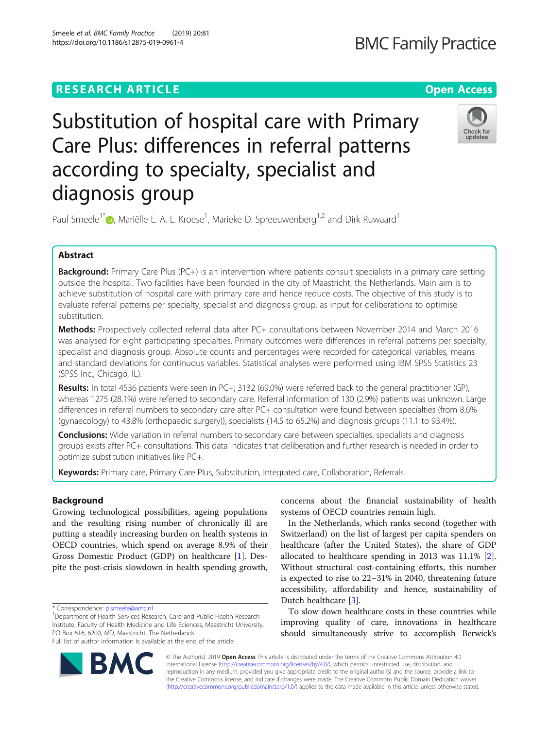RESEARCH ARTICLE

Open Access

# Substitution of hospital care with Primary Care Plus: differences in referral patterns according to specialty, specialist and diagnosis group

Paul Smeele[1*], Mariëlle E. A. L. Kroese[1], Marieke D. Spreeuwenberg[1,2] and Dirk Ruwaard[1]

## Abstract

**Background:** Primary Care Plus (PC+) is an intervention where patients consult specialists in a primary care setting outside the hospital. Two facilities have been founded in the city of Maastricht, the Netherlands. Main aim is to achieve substitution of hospital care with primary care and hence reduce costs. The objective of this study is to evaluate referral patterns per specialty, specialist and diagnosis group, as input for deliberations to optimise substitution.

**Methods:** Prospectively collected referral data after PC+ consultations between November 2014 and March 2016 was analysed for eight participating specialties. Primary outcomes were differences in referral patterns per specialty, specialist and diagnosis group. Absolute counts and percentages were recorded for categorical variables, means and standard deviations for continuous variables. Statistical analyses were performed using IBM SPSS Statistics 23 (SPSS Inc., Chicago, IL).

**Results:** In total 4536 patients were seen in PC+; 3132 (69.0%) were referred back to the general practitioner (GP), whereas 1275 (28.1%) were referred to secondary care. Referral information of 130 (2.9%) patients was unknown. Large differences in referral numbers to secondary care after PC+ consultation were found between specialties (from 8.6% (gynaecology) to 43.8% (orthopaedic surgery)), specialists (14.5 to 65.2%) and diagnosis groups (11.1 to 93.4%).

**Conclusions:** Wide variation in referral numbers to secondary care between specialties, specialists and diagnosis groups exists after PC+ consultations. This data indicates that deliberation and further research is needed in order to optimize substitution initiatives like PC+.

**Keywords:** Primary care, Primary Care Plus, Substitution, Integrated care, Collaboration, Referrals

## Background

Growing technological possibilities, ageing populations and the resulting rising number of chronically ill are putting a steadily increasing burden on health systems in OECD countries, which spend on average 8.9% of their Gross Domestic Product (GDP) on healthcare [1]. Despite the post-crisis slowdown in health spending growth, concerns about the financial sustainability of health systems of OECD countries remain high.

In the Netherlands, which ranks second (together with Switzerland) on the list of largest per capita spenders on healthcare (after the United States), the share of GDP allocated to healthcare spending in 2013 was 11.1% [2]. Without structural cost-containing efforts, this number is expected to rise to 22–31% in 2040, threatening future accessibility, affordability and hence, sustainability of Dutch healthcare [3].

To slow down healthcare costs in these countries while improving quality of care, innovations in healthcare should simultaneously strive to accomplish Berwick's

\* Correspondence: p.smeele@amc.nl

[1]Department of Health Services Research, Care and Public Health Research Institute, Faculty of Health Medicine and Life Sciences, Maastricht University, PO Box 616, 6200, MD, Maastricht, The Netherlands

Full list of author information is available at the end of the article

© The Author(s). 2019 **Open Access** This article is distributed under the terms of the Creative Commons Attribution 4.0 International License (http://creativecommons.org/licenses/by/4.0/), which permits unrestricted use, distribution, and reproduction in any medium, provided you give appropriate credit to the original author(s) and the source, provide a link to the Creative Commons license, and indicate if changes were made. The Creative Commons Public Domain Dedication waiver (http://creativecommons.org/publicdomain/zero/1.0/) applies to the data made available in this article, unless otherwise stated.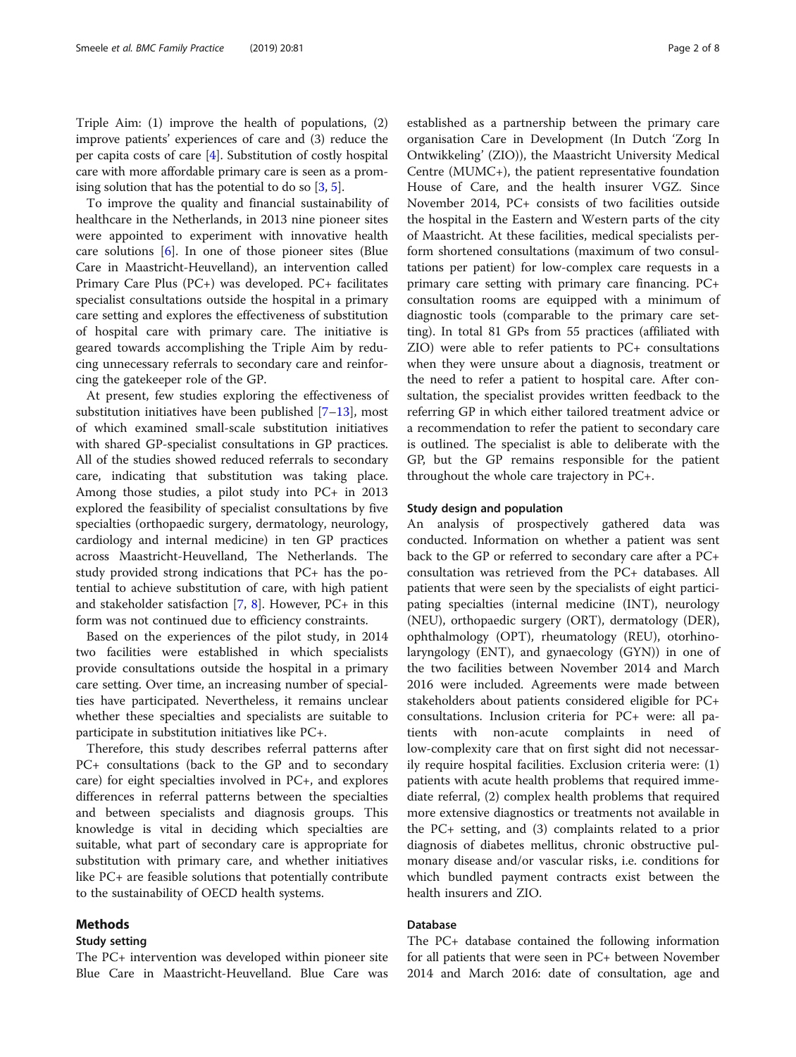Triple Aim: (1) improve the health of populations, (2) improve patients' experiences of care and (3) reduce the per capita costs of care [4]. Substitution of costly hospital care with more affordable primary care is seen as a promising solution that has the potential to do so [3, 5].

To improve the quality and financial sustainability of healthcare in the Netherlands, in 2013 nine pioneer sites were appointed to experiment with innovative health care solutions [6]. In one of those pioneer sites (Blue Care in Maastricht-Heuvelland), an intervention called Primary Care Plus (PC+) was developed. PC+ facilitates specialist consultations outside the hospital in a primary care setting and explores the effectiveness of substitution of hospital care with primary care. The initiative is geared towards accomplishing the Triple Aim by reducing unnecessary referrals to secondary care and reinforcing the gatekeeper role of the GP.

At present, few studies exploring the effectiveness of substitution initiatives have been published [7–13], most of which examined small-scale substitution initiatives with shared GP-specialist consultations in GP practices. All of the studies showed reduced referrals to secondary care, indicating that substitution was taking place. Among those studies, a pilot study into PC+ in 2013 explored the feasibility of specialist consultations by five specialties (orthopaedic surgery, dermatology, neurology, cardiology and internal medicine) in ten GP practices across Maastricht-Heuvelland, The Netherlands. The study provided strong indications that PC+ has the potential to achieve substitution of care, with high patient and stakeholder satisfaction [7, 8]. However, PC+ in this form was not continued due to efficiency constraints.

Based on the experiences of the pilot study, in 2014 two facilities were established in which specialists provide consultations outside the hospital in a primary care setting. Over time, an increasing number of specialties have participated. Nevertheless, it remains unclear whether these specialties and specialists are suitable to participate in substitution initiatives like PC+.

Therefore, this study describes referral patterns after PC+ consultations (back to the GP and to secondary care) for eight specialties involved in PC+, and explores differences in referral patterns between the specialties and between specialists and diagnosis groups. This knowledge is vital in deciding which specialties are suitable, what part of secondary care is appropriate for substitution with primary care, and whether initiatives like PC+ are feasible solutions that potentially contribute to the sustainability of OECD health systems.

## Methods

### Study setting

The PC+ intervention was developed within pioneer site Blue Care in Maastricht-Heuvelland. Blue Care was established as a partnership between the primary care organisation Care in Development (In Dutch 'Zorg In Ontwikkeling' (ZIO)), the Maastricht University Medical Centre (MUMC+), the patient representative foundation House of Care, and the health insurer VGZ. Since November 2014, PC+ consists of two facilities outside the hospital in the Eastern and Western parts of the city of Maastricht. At these facilities, medical specialists perform shortened consultations (maximum of two consultations per patient) for low-complex care requests in a primary care setting with primary care financing. PC+ consultation rooms are equipped with a minimum of diagnostic tools (comparable to the primary care setting). In total 81 GPs from 55 practices (affiliated with ZIO) were able to refer patients to PC+ consultations when they were unsure about a diagnosis, treatment or the need to refer a patient to hospital care. After consultation, the specialist provides written feedback to the referring GP in which either tailored treatment advice or a recommendation to refer the patient to secondary care is outlined. The specialist is able to deliberate with the GP, but the GP remains responsible for the patient throughout the whole care trajectory in PC+.

### Study design and population

An analysis of prospectively gathered data was conducted. Information on whether a patient was sent back to the GP or referred to secondary care after a PC+ consultation was retrieved from the PC+ databases. All patients that were seen by the specialists of eight participating specialties (internal medicine (INT), neurology (NEU), orthopaedic surgery (ORT), dermatology (DER), ophthalmology (OPT), rheumatology (REU), otorhinolaryngology (ENT), and gynaecology (GYN)) in one of the two facilities between November 2014 and March 2016 were included. Agreements were made between stakeholders about patients considered eligible for PC+ consultations. Inclusion criteria for PC+ were: all patients with non-acute complaints in need of low-complexity care that on first sight did not necessarily require hospital facilities. Exclusion criteria were: (1) patients with acute health problems that required immediate referral, (2) complex health problems that required more extensive diagnostics or treatments not available in the PC+ setting, and (3) complaints related to a prior diagnosis of diabetes mellitus, chronic obstructive pulmonary disease and/or vascular risks, i.e. conditions for which bundled payment contracts exist between the health insurers and ZIO.

### Database

The PC+ database contained the following information for all patients that were seen in PC+ between November 2014 and March 2016: date of consultation, age and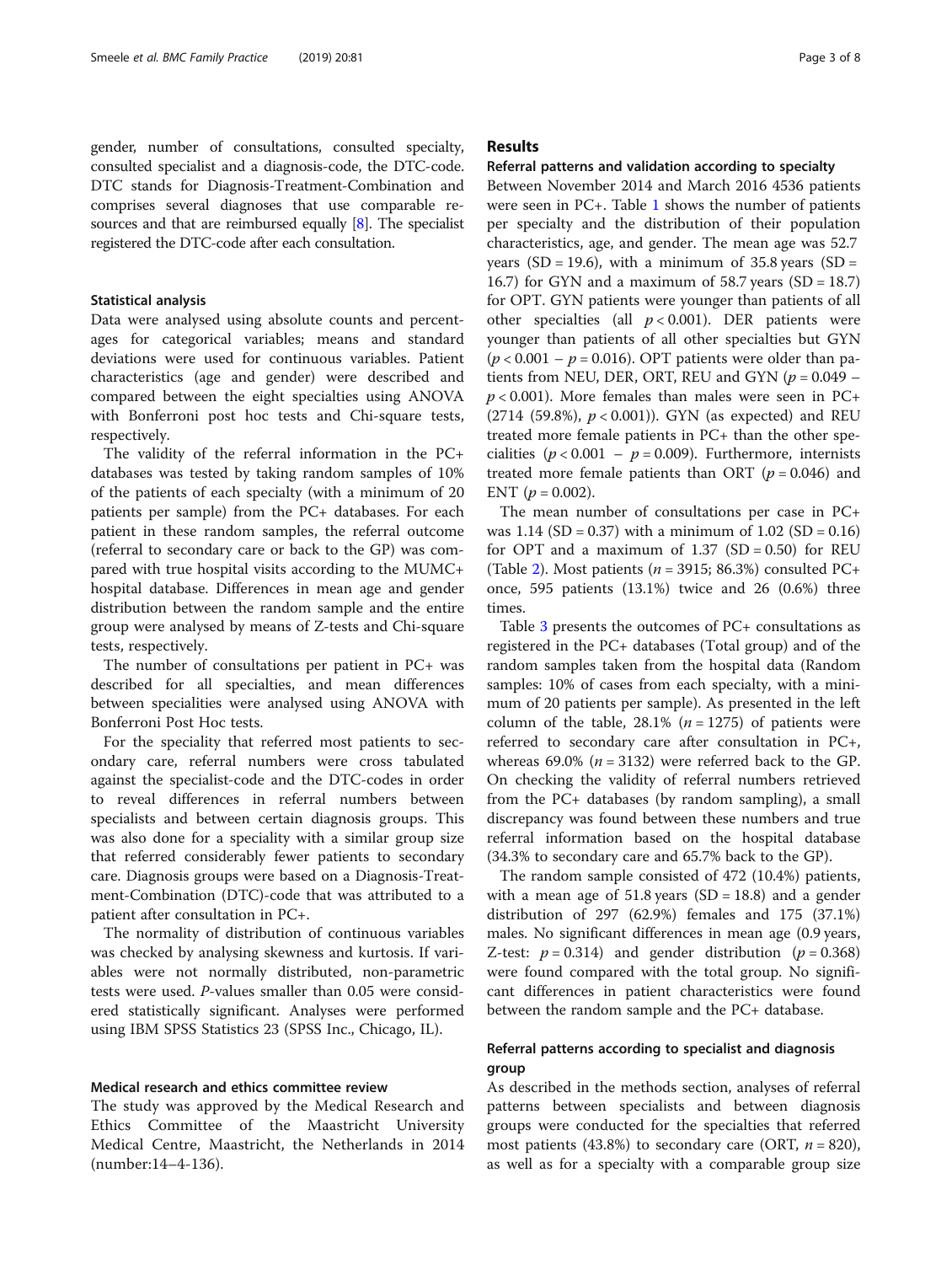gender, number of consultations, consulted specialty, consulted specialist and a diagnosis-code, the DTC-code. DTC stands for Diagnosis-Treatment-Combination and comprises several diagnoses that use comparable resources and that are reimbursed equally [8]. The specialist registered the DTC-code after each consultation.

### Statistical analysis

Data were analysed using absolute counts and percentages for categorical variables; means and standard deviations were used for continuous variables. Patient characteristics (age and gender) were described and compared between the eight specialties using ANOVA with Bonferroni post hoc tests and Chi-square tests, respectively.

The validity of the referral information in the PC+ databases was tested by taking random samples of 10% of the patients of each specialty (with a minimum of 20 patients per sample) from the PC+ databases. For each patient in these random samples, the referral outcome (referral to secondary care or back to the GP) was compared with true hospital visits according to the MUMC+ hospital database. Differences in mean age and gender distribution between the random sample and the entire group were analysed by means of Z-tests and Chi-square tests, respectively.

The number of consultations per patient in PC+ was described for all specialties, and mean differences between specialities were analysed using ANOVA with Bonferroni Post Hoc tests.

For the speciality that referred most patients to secondary care, referral numbers were cross tabulated against the specialist-code and the DTC-codes in order to reveal differences in referral numbers between specialists and between certain diagnosis groups. This was also done for a speciality with a similar group size that referred considerably fewer patients to secondary care. Diagnosis groups were based on a Diagnosis-Treatment-Combination (DTC)-code that was attributed to a patient after consultation in PC+.

The normality of distribution of continuous variables was checked by analysing skewness and kurtosis. If variables were not normally distributed, non-parametric tests were used. *P*-values smaller than 0.05 were considered statistically significant. Analyses were performed using IBM SPSS Statistics 23 (SPSS Inc., Chicago, IL).

### Medical research and ethics committee review

The study was approved by the Medical Research and Ethics Committee of the Maastricht University Medical Centre, Maastricht, the Netherlands in 2014 (number:14–4-136).

## Results

### Referral patterns and validation according to specialty

Between November 2014 and March 2016 4536 patients were seen in PC+. Table 1 shows the number of patients per specialty and the distribution of their population characteristics, age, and gender. The mean age was 52.7 years (SD = 19.6), with a minimum of 35.8 years (SD = 16.7) for GYN and a maximum of 58.7 years (SD = 18.7) for OPT. GYN patients were younger than patients of all other specialties (all $p < 0.001$). DER patients were younger than patients of all other specialties but GYN ($p < 0.001$ – $p = 0.016$). OPT patients were older than patients from NEU, DER, ORT, REU and GYN ($p = 0.049$ – $p < 0.001$). More females than males were seen in PC+ (2714 (59.8%), $p < 0.001$)). GYN (as expected) and REU treated more female patients in PC+ than the other specialties ($p < 0.001$ – $p = 0.009$). Furthermore, internists treated more female patients than ORT ($p = 0.046$) and ENT ($p = 0.002$).

The mean number of consultations per case in PC+ was 1.14 (SD = 0.37) with a minimum of 1.02 (SD = 0.16) for OPT and a maximum of 1.37 (SD = 0.50) for REU (Table 2). Most patients ($n = 3915$; 86.3%) consulted PC+ once, 595 patients (13.1%) twice and 26 (0.6%) three times.

Table 3 presents the outcomes of PC+ consultations as registered in the PC+ databases (Total group) and of the random samples taken from the hospital data (Random samples: 10% of cases from each specialty, with a minimum of 20 patients per sample). As presented in the left column of the table, 28.1% ($n = 1275$) of patients were referred to secondary care after consultation in PC+, whereas 69.0% ($n = 3132$) were referred back to the GP. On checking the validity of referral numbers retrieved from the PC+ databases (by random sampling), a small discrepancy was found between these numbers and true referral information based on the hospital database (34.3% to secondary care and 65.7% back to the GP).

The random sample consisted of 472 (10.4%) patients, with a mean age of 51.8 years (SD = 18.8) and a gender distribution of 297 (62.9%) females and 175 (37.1%) males. No significant differences in mean age (0.9 years, Z-test: $p = 0.314$) and gender distribution ($p = 0.368$) were found compared with the total group. No significant differences in patient characteristics were found between the random sample and the PC+ database.

### Referral patterns according to specialist and diagnosis group

As described in the methods section, analyses of referral patterns between specialists and between diagnosis groups were conducted for the specialties that referred most patients (43.8%) to secondary care (ORT, $n = 820$), as well as for a specialty with a comparable group size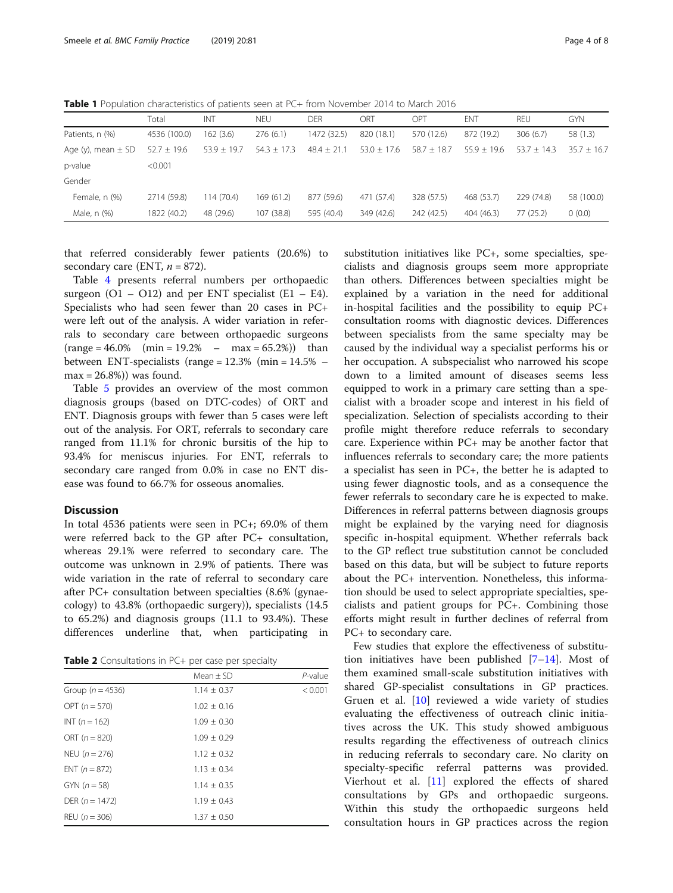**Table 1** Population characteristics of patients seen at PC+ from November 2014 to March 2016

| | Total | INT | NEU | DER | ORT | OPT | ENT | REU | GYN |
|---|---|---|---|---|---|---|---|---|---|
| Patients, n (%) | 4536 (100.0) | 162 (3.6) | 276 (6.1) | 1472 (32.5) | 820 (18.1) | 570 (12.6) | 872 (19.2) | 306 (6.7) | 58 (1.3) |
| Age (y), mean ± SD | 52.7 ± 19.6 | 53.9 ± 19.7 | 54.3 ± 17.3 | 48.4 ± 21.1 | 53.0 ± 17.6 | 58.7 ± 18.7 | 55.9 ± 19.6 | 53.7 ± 14.3 | 35.7 ± 16.7 |
| p-value | <0.001 | | | | | | | | |
| Gender | | | | | | | | | |
| Female, n (%) | 2714 (59.8) | 114 (70.4) | 169 (61.2) | 877 (59.6) | 471 (57.4) | 328 (57.5) | 468 (53.7) | 229 (74.8) | 58 (100.0) |
| Male, n (%) | 1822 (40.2) | 48 (29.6) | 107 (38.8) | 595 (40.4) | 349 (42.6) | 242 (42.5) | 404 (46.3) | 77 (25.2) | 0 (0.0) |

that referred considerably fewer patients (20.6%) to secondary care (ENT, $n = 872$).

Table 4 presents referral numbers per orthopaedic surgeon (O1 – O12) and per ENT specialist (E1 – E4). Specialists who had seen fewer than 20 cases in PC+ were left out of the analysis. A wider variation in referrals to secondary care between orthopaedic surgeons (range = 46.0% (min = 19.2% – max = 65.2%)) than between ENT-specialists (range = 12.3% (min = 14.5% – max = 26.8%)) was found.

Table 5 provides an overview of the most common diagnosis groups (based on DTC-codes) of ORT and ENT. Diagnosis groups with fewer than 5 cases were left out of the analysis. For ORT, referrals to secondary care ranged from 11.1% for chronic bursitis of the hip to 93.4% for meniscus injuries. For ENT, referrals to secondary care ranged from 0.0% in case no ENT disease was found to 66.7% for osseous anomalies.

## Discussion

In total 4536 patients were seen in PC+; 69.0% of them were referred back to the GP after PC+ consultation, whereas 29.1% were referred to secondary care. The outcome was unknown in 2.9% of patients. There was wide variation in the rate of referral to secondary care after PC+ consultation between specialties (8.6% (gynaecology) to 43.8% (orthopaedic surgery)), specialists (14.5 to 65.2%) and diagnosis groups (11.1 to 93.4%). These differences underline that, when participating in substitution initiatives like PC+, some specialties, specialists and diagnosis groups seem more appropriate than others. Differences between specialties might be explained by a variation in the need for additional in-hospital facilities and the possibility to equip PC+ consultation rooms with diagnostic devices. Differences between specialists from the same specialty may be caused by the individual way a specialist performs his or her occupation. A subspecialist who narrowed his scope down to a limited amount of diseases seems less equipped to work in a primary care setting than a specialist with a broader scope and interest in his field of specialization. Selection of specialists according to their profile might therefore reduce referrals to secondary care. Experience within PC+ may be another factor that influences referrals to secondary care; the more patients a specialist has seen in PC+, the better he is adapted to using fewer diagnostic tools, and as a consequence the fewer referrals to secondary care he is expected to make. Differences in referral patterns between diagnosis groups might be explained by the varying need for diagnosis specific in-hospital equipment. Whether referrals back to the GP reflect true substitution cannot be concluded based on this data, but will be subject to future reports about the PC+ intervention. Nonetheless, this information should be used to select appropriate specialties, specialists and patient groups for PC+. Combining those efforts might result in further declines of referral from PC+ to secondary care.

**Table 2** Consultations in PC+ per case per specialty

| | Mean ± SD | *P*-value |
|---|---|---|
| Group ($n = 4536$) | 1.14 ± 0.37 | < 0.001 |
| OPT ($n = 570$) | 1.02 ± 0.16 | |
| INT ($n = 162$) | 1.09 ± 0.30 | |
| ORT ($n = 820$) | 1.09 ± 0.29 | |
| NEU ($n = 276$) | 1.12 ± 0.32 | |
| ENT ($n = 872$) | 1.13 ± 0.34 | |
| GYN ($n = 58$) | 1.14 ± 0.35 | |
| DER ($n = 1472$) | 1.19 ± 0.43 | |
| REU ($n = 306$) | 1.37 ± 0.50 | |

Few studies that explore the effectiveness of substitution initiatives have been published [7–14]. Most of them examined small-scale substitution initiatives with shared GP-specialist consultations in GP practices. Gruen et al. [10] reviewed a wide variety of studies evaluating the effectiveness of outreach clinic initiatives across the UK. This study showed ambiguous results regarding the effectiveness of outreach clinics in reducing referrals to secondary care. No clarity on specialty-specific referral patterns was provided. Vierhout et al. [11] explored the effects of shared consultations by GPs and orthopaedic surgeons. Within this study the orthopaedic surgeons held consultation hours in GP practices across the region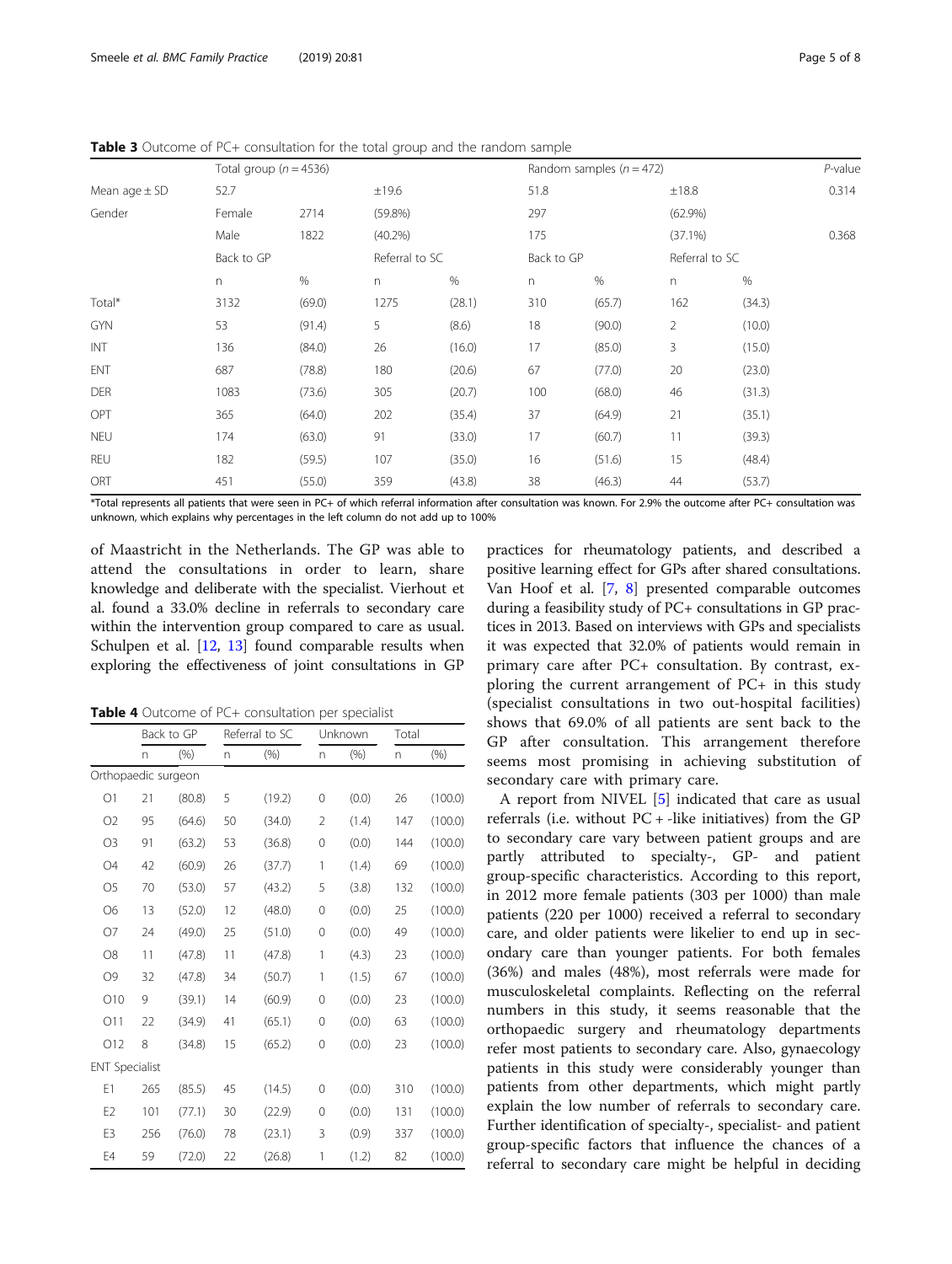**Table 3** Outcome of PC+ consultation for the total group and the random sample

|  | Total group (*n* = 4536) | | | | Random samples (*n* = 472) | | | | *P*-value |
|---|---|---|---|---|---|---|---|---|---|
| Mean age ± SD | 52.7 | | ±19.6 | | 51.8 | | ±18.8 | | 0.314 |
| Gender | Female | 2714 | (59.8%) | | 297 | | (62.9%) | | |
|  | Male | 1822 | (40.2%) | | 175 | | (37.1%) | | 0.368 |
|  | Back to GP | | Referral to SC | | Back to GP | | Referral to SC | | |
|  | n | % | n | % | n | % | n | % | |
| Total* | 3132 | (69.0) | 1275 | (28.1) | 310 | (65.7) | 162 | (34.3) | |
| GYN | 53 | (91.4) | 5 | (8.6) | 18 | (90.0) | 2 | (10.0) | |
| INT | 136 | (84.0) | 26 | (16.0) | 17 | (85.0) | 3 | (15.0) | |
| ENT | 687 | (78.8) | 180 | (20.6) | 67 | (77.0) | 20 | (23.0) | |
| DER | 1083 | (73.6) | 305 | (20.7) | 100 | (68.0) | 46 | (31.3) | |
| OPT | 365 | (64.0) | 202 | (35.4) | 37 | (64.9) | 21 | (35.1) | |
| NEU | 174 | (63.0) | 91 | (33.0) | 17 | (60.7) | 11 | (39.3) | |
| REU | 182 | (59.5) | 107 | (35.0) | 16 | (51.6) | 15 | (48.4) | |
| ORT | 451 | (55.0) | 359 | (43.8) | 38 | (46.3) | 44 | (53.7) | |

*Total represents all patients that were seen in PC+ of which referral information after consultation was known. For 2.9% the outcome after PC+ consultation was unknown, which explains why percentages in the left column do not add up to 100%

of Maastricht in the Netherlands. The GP was able to attend the consultations in order to learn, share knowledge and deliberate with the specialist. Vierhout et al. found a 33.0% decline in referrals to secondary care within the intervention group compared to care as usual. Schulpen et al. [12, 13] found comparable results when exploring the effectiveness of joint consultations in GP practices for rheumatology patients, and described a positive learning effect for GPs after shared consultations. Van Hoof et al. [7, 8] presented comparable outcomes during a feasibility study of PC+ consultations in GP practices in 2013. Based on interviews with GPs and specialists it was expected that 32.0% of patients would remain in primary care after PC+ consultation. By contrast, exploring the current arrangement of PC+ in this study (specialist consultations in two out-hospital facilities) shows that 69.0% of all patients are sent back to the GP after consultation. This arrangement therefore seems most promising in achieving substitution of secondary care with primary care.

**Table 4** Outcome of PC+ consultation per specialist

|  | Back to GP | | Referral to SC | | Unknown | | Total | |
|---|---|---|---|---|---|---|---|---|
|  | n | (%) | n | (%) | n | (%) | n | (%) |
| Orthopaedic surgeon | | | | | | | | |
| O1 | 21 | (80.8) | 5 | (19.2) | 0 | (0.0) | 26 | (100.0) |
| O2 | 95 | (64.6) | 50 | (34.0) | 2 | (1.4) | 147 | (100.0) |
| O3 | 91 | (63.2) | 53 | (36.8) | 0 | (0.0) | 144 | (100.0) |
| O4 | 42 | (60.9) | 26 | (37.7) | 1 | (1.4) | 69 | (100.0) |
| O5 | 70 | (53.0) | 57 | (43.2) | 5 | (3.8) | 132 | (100.0) |
| O6 | 13 | (52.0) | 12 | (48.0) | 0 | (0.0) | 25 | (100.0) |
| O7 | 24 | (49.0) | 25 | (51.0) | 0 | (0.0) | 49 | (100.0) |
| O8 | 11 | (47.8) | 11 | (47.8) | 1 | (4.3) | 23 | (100.0) |
| O9 | 32 | (47.8) | 34 | (50.7) | 1 | (1.5) | 67 | (100.0) |
| O10 | 9 | (39.1) | 14 | (60.9) | 0 | (0.0) | 23 | (100.0) |
| O11 | 22 | (34.9) | 41 | (65.1) | 0 | (0.0) | 63 | (100.0) |
| O12 | 8 | (34.8) | 15 | (65.2) | 0 | (0.0) | 23 | (100.0) |
| ENT Specialist | | | | | | | | |
| E1 | 265 | (85.5) | 45 | (14.5) | 0 | (0.0) | 310 | (100.0) |
| E2 | 101 | (77.1) | 30 | (22.9) | 0 | (0.0) | 131 | (100.0) |
| E3 | 256 | (76.0) | 78 | (23.1) | 3 | (0.9) | 337 | (100.0) |
| E4 | 59 | (72.0) | 22 | (26.8) | 1 | (1.2) | 82 | (100.0) |

A report from NIVEL [5] indicated that care as usual referrals (i.e. without PC + -like initiatives) from the GP to secondary care vary between patient groups and are partly attributed to specialty-, GP- and patient group-specific characteristics. According to this report, in 2012 more female patients (303 per 1000) than male patients (220 per 1000) received a referral to secondary care, and older patients were likelier to end up in secondary care than younger patients. For both females (36%) and males (48%), most referrals were made for musculoskeletal complaints. Reflecting on the referral numbers in this study, it seems reasonable that the orthopaedic surgery and rheumatology departments refer most patients to secondary care. Also, gynaecology patients in this study were considerably younger than patients from other departments, which might partly explain the low number of referrals to secondary care. Further identification of specialty-, specialist- and patient group-specific factors that influence the chances of a referral to secondary care might be helpful in deciding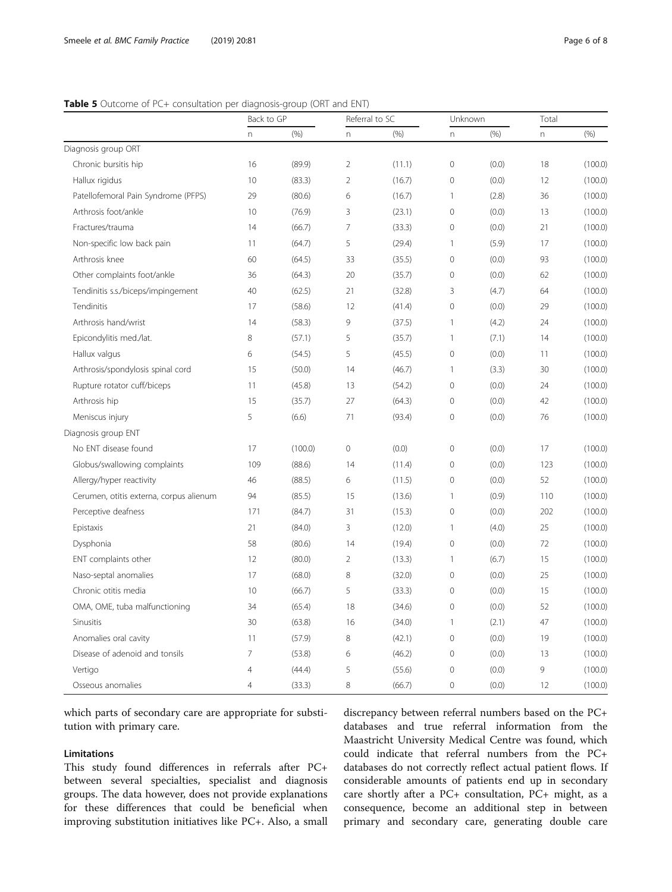**Table 5** Outcome of PC+ consultation per diagnosis-group (ORT and ENT)

| | Back to GP | | Referral to SC | | Unknown | | Total | |
|---|---|---|---|---|---|---|---|---|
| | n | (%) | n | (%) | n | (%) | n | (%) |
| Diagnosis group ORT | | | | | | | | |
| Chronic bursitis hip | 16 | (89.9) | 2 | (11.1) | 0 | (0.0) | 18 | (100.0) |
| Hallux rigidus | 10 | (83.3) | 2 | (16.7) | 0 | (0.0) | 12 | (100.0) |
| Patellofemoral Pain Syndrome (PFPS) | 29 | (80.6) | 6 | (16.7) | 1 | (2.8) | 36 | (100.0) |
| Arthrosis foot/ankle | 10 | (76.9) | 3 | (23.1) | 0 | (0.0) | 13 | (100.0) |
| Fractures/trauma | 14 | (66.7) | 7 | (33.3) | 0 | (0.0) | 21 | (100.0) |
| Non-specific low back pain | 11 | (64.7) | 5 | (29.4) | 1 | (5.9) | 17 | (100.0) |
| Arthrosis knee | 60 | (64.5) | 33 | (35.5) | 0 | (0.0) | 93 | (100.0) |
| Other complaints foot/ankle | 36 | (64.3) | 20 | (35.7) | 0 | (0.0) | 62 | (100.0) |
| Tendinitis s.s./biceps/impingement | 40 | (62.5) | 21 | (32.8) | 3 | (4.7) | 64 | (100.0) |
| Tendinitis | 17 | (58.6) | 12 | (41.4) | 0 | (0.0) | 29 | (100.0) |
| Arthrosis hand/wrist | 14 | (58.3) | 9 | (37.5) | 1 | (4.2) | 24 | (100.0) |
| Epicondylitis med./lat. | 8 | (57.1) | 5 | (35.7) | 1 | (7.1) | 14 | (100.0) |
| Hallux valgus | 6 | (54.5) | 5 | (45.5) | 0 | (0.0) | 11 | (100.0) |
| Arthrosis/spondylosis spinal cord | 15 | (50.0) | 14 | (46.7) | 1 | (3.3) | 30 | (100.0) |
| Rupture rotator cuff/biceps | 11 | (45.8) | 13 | (54.2) | 0 | (0.0) | 24 | (100.0) |
| Arthrosis hip | 15 | (35.7) | 27 | (64.3) | 0 | (0.0) | 42 | (100.0) |
| Meniscus injury | 5 | (6.6) | 71 | (93.4) | 0 | (0.0) | 76 | (100.0) |
| Diagnosis group ENT | | | | | | | | |
| No ENT disease found | 17 | (100.0) | 0 | (0.0) | 0 | (0.0) | 17 | (100.0) |
| Globus/swallowing complaints | 109 | (88.6) | 14 | (11.4) | 0 | (0.0) | 123 | (100.0) |
| Allergy/hyper reactivity | 46 | (88.5) | 6 | (11.5) | 0 | (0.0) | 52 | (100.0) |
| Cerumen, otitis externa, corpus alienum | 94 | (85.5) | 15 | (13.6) | 1 | (0.9) | 110 | (100.0) |
| Perceptive deafness | 171 | (84.7) | 31 | (15.3) | 0 | (0.0) | 202 | (100.0) |
| Epistaxis | 21 | (84.0) | 3 | (12.0) | 1 | (4.0) | 25 | (100.0) |
| Dysphonia | 58 | (80.6) | 14 | (19.4) | 0 | (0.0) | 72 | (100.0) |
| ENT complaints other | 12 | (80.0) | 2 | (13.3) | 1 | (6.7) | 15 | (100.0) |
| Naso-septal anomalies | 17 | (68.0) | 8 | (32.0) | 0 | (0.0) | 25 | (100.0) |
| Chronic otitis media | 10 | (66.7) | 5 | (33.3) | 0 | (0.0) | 15 | (100.0) |
| OMA, OME, tuba malfunctioning | 34 | (65.4) | 18 | (34.6) | 0 | (0.0) | 52 | (100.0) |
| Sinusitis | 30 | (63.8) | 16 | (34.0) | 1 | (2.1) | 47 | (100.0) |
| Anomalies oral cavity | 11 | (57.9) | 8 | (42.1) | 0 | (0.0) | 19 | (100.0) |
| Disease of adenoid and tonsils | 7 | (53.8) | 6 | (46.2) | 0 | (0.0) | 13 | (100.0) |
| Vertigo | 4 | (44.4) | 5 | (55.6) | 0 | (0.0) | 9 | (100.0) |
| Osseous anomalies | 4 | (33.3) | 8 | (66.7) | 0 | (0.0) | 12 | (100.0) |

which parts of secondary care are appropriate for substitution with primary care.

### Limitations

This study found differences in referrals after PC+ between several specialties, specialist and diagnosis groups. The data however, does not provide explanations for these differences that could be beneficial when improving substitution initiatives like PC+. Also, a small discrepancy between referral numbers based on the PC+ databases and true referral information from the Maastricht University Medical Centre was found, which could indicate that referral numbers from the PC+ databases do not correctly reflect actual patient flows. If considerable amounts of patients end up in secondary care shortly after a PC+ consultation, PC+ might, as a consequence, become an additional step in between primary and secondary care, generating double care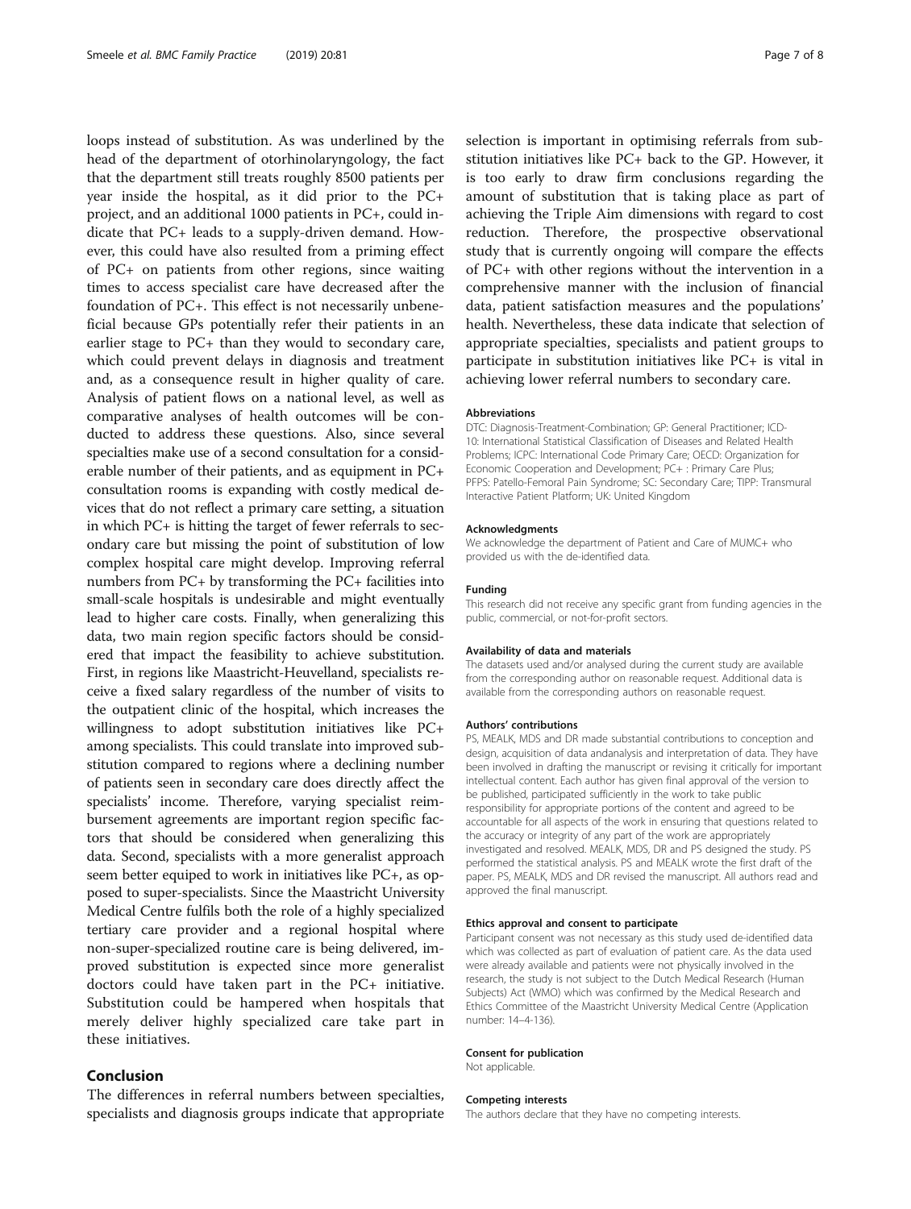loops instead of substitution. As was underlined by the head of the department of otorhinolaryngology, the fact that the department still treats roughly 8500 patients per year inside the hospital, as it did prior to the PC+ project, and an additional 1000 patients in PC+, could indicate that PC+ leads to a supply-driven demand. However, this could have also resulted from a priming effect of PC+ on patients from other regions, since waiting times to access specialist care have decreased after the foundation of PC+. This effect is not necessarily unbeneficial because GPs potentially refer their patients in an earlier stage to PC+ than they would to secondary care, which could prevent delays in diagnosis and treatment and, as a consequence result in higher quality of care. Analysis of patient flows on a national level, as well as comparative analyses of health outcomes will be conducted to address these questions. Also, since several specialties make use of a second consultation for a considerable number of their patients, and as equipment in PC+ consultation rooms is expanding with costly medical devices that do not reflect a primary care setting, a situation in which PC+ is hitting the target of fewer referrals to secondary care but missing the point of substitution of low complex hospital care might develop. Improving referral numbers from PC+ by transforming the PC+ facilities into small-scale hospitals is undesirable and might eventually lead to higher care costs. Finally, when generalizing this data, two main region specific factors should be considered that impact the feasibility to achieve substitution. First, in regions like Maastricht-Heuvelland, specialists receive a fixed salary regardless of the number of visits to the outpatient clinic of the hospital, which increases the willingness to adopt substitution initiatives like PC+ among specialists. This could translate into improved substitution compared to regions where a declining number of patients seen in secondary care does directly affect the specialists' income. Therefore, varying specialist reimbursement agreements are important region specific factors that should be considered when generalizing this data. Second, specialists with a more generalist approach seem better equiped to work in initiatives like PC+, as opposed to super-specialists. Since the Maastricht University Medical Centre fulfils both the role of a highly specialized tertiary care provider and a regional hospital where non-super-specialized routine care is being delivered, improved substitution is expected since more generalist doctors could have taken part in the PC+ initiative. Substitution could be hampered when hospitals that merely deliver highly specialized care take part in these initiatives.

## Conclusion

The differences in referral numbers between specialties, specialists and diagnosis groups indicate that appropriate selection is important in optimising referrals from substitution initiatives like PC+ back to the GP. However, it is too early to draw firm conclusions regarding the amount of substitution that is taking place as part of achieving the Triple Aim dimensions with regard to cost reduction. Therefore, the prospective observational study that is currently ongoing will compare the effects of PC+ with other regions without the intervention in a comprehensive manner with the inclusion of financial data, patient satisfaction measures and the populations' health. Nevertheless, these data indicate that selection of appropriate specialties, specialists and patient groups to participate in substitution initiatives like PC+ is vital in achieving lower referral numbers to secondary care.

#### Abbreviations

DTC: Diagnosis-Treatment-Combination; GP: General Practitioner; ICD-10: International Statistical Classification of Diseases and Related Health Problems; ICPC: International Code Primary Care; OECD: Organization for Economic Cooperation and Development; PC+ : Primary Care Plus; PFPS: Patello-Femoral Pain Syndrome; SC: Secondary Care; TIPP: Transmural Interactive Patient Platform; UK: United Kingdom

#### Acknowledgments

We acknowledge the department of Patient and Care of MUMC+ who provided us with the de-identified data.

#### Funding

This research did not receive any specific grant from funding agencies in the public, commercial, or not-for-profit sectors.

#### Availability of data and materials

The datasets used and/or analysed during the current study are available from the corresponding author on reasonable request. Additional data is available from the corresponding authors on reasonable request.

#### Authors' contributions

PS, MEALK, MDS and DR made substantial contributions to conception and design, acquisition of data andanalysis and interpretation of data. They have been involved in drafting the manuscript or revising it critically for important intellectual content. Each author has given final approval of the version to be published, participated sufficiently in the work to take public responsibility for appropriate portions of the content and agreed to be accountable for all aspects of the work in ensuring that questions related to the accuracy or integrity of any part of the work are appropriately investigated and resolved. MEALK, MDS, DR and PS designed the study. PS performed the statistical analysis. PS and MEALK wrote the first draft of the paper. PS, MEALK, MDS and DR revised the manuscript. All authors read and approved the final manuscript.

#### Ethics approval and consent to participate

Participant consent was not necessary as this study used de-identified data which was collected as part of evaluation of patient care. As the data used were already available and patients were not physically involved in the research, the study is not subject to the Dutch Medical Research (Human Subjects) Act (WMO) which was confirmed by the Medical Research and Ethics Committee of the Maastricht University Medical Centre (Application number: 14–4-136).

#### Consent for publication

Not applicable.

#### Competing interests

The authors declare that they have no competing interests.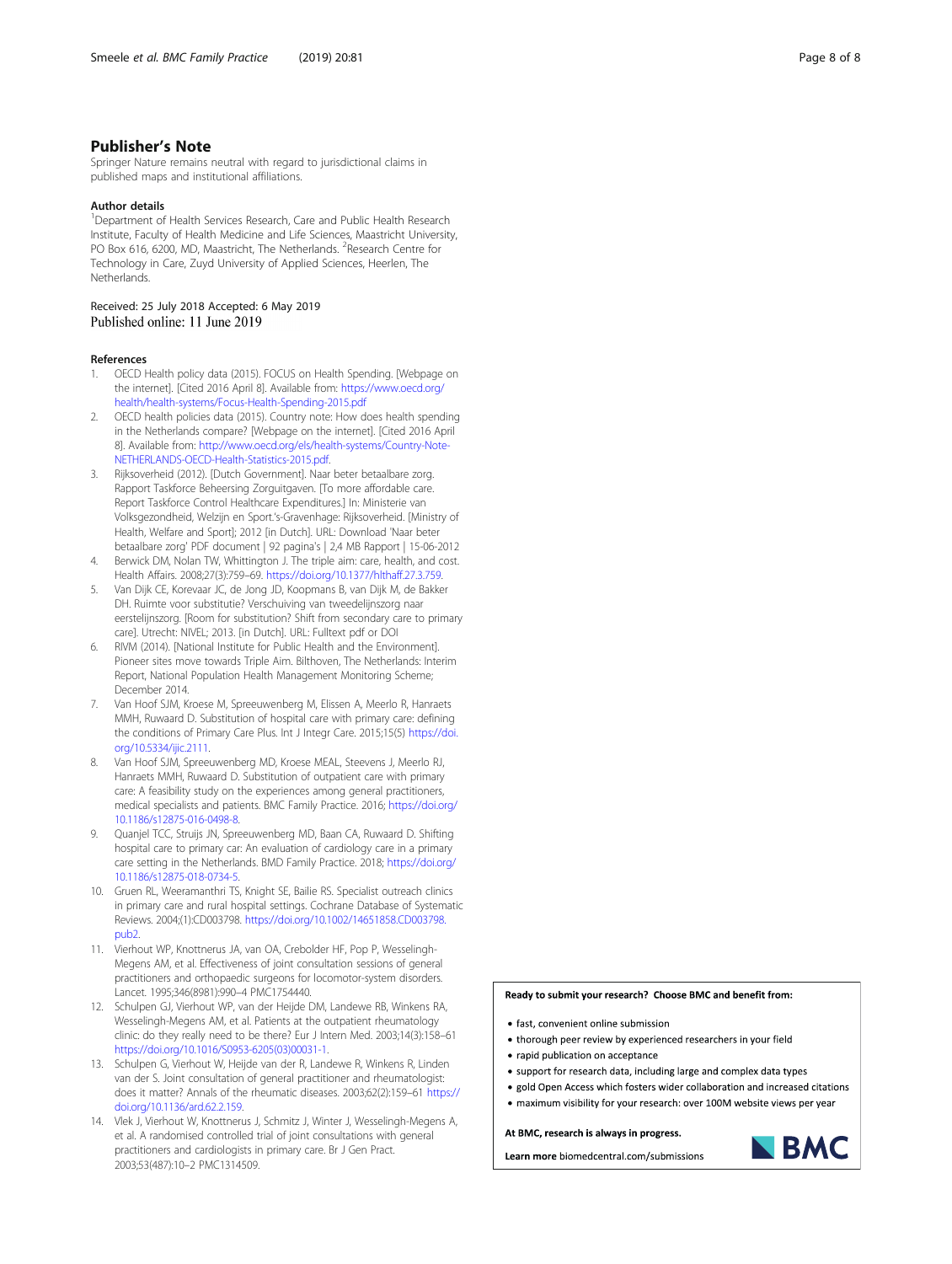## Publisher's Note

Springer Nature remains neutral with regard to jurisdictional claims in published maps and institutional affiliations.

### Author details

[1]Department of Health Services Research, Care and Public Health Research Institute, Faculty of Health Medicine and Life Sciences, Maastricht University, PO Box 616, 6200, MD, Maastricht, The Netherlands. [2]Research Centre for Technology in Care, Zuyd University of Applied Sciences, Heerlen, The Netherlands.

Received: 25 July 2018 Accepted: 6 May 2019
Published online: 11 June 2019

### References

1. OECD Health policy data (2015). FOCUS on Health Spending. [Webpage on the internet]. [Cited 2016 April 8]. Available from: https://www.oecd.org/health/health-systems/Focus-Health-Spending-2015.pdf
2. OECD health policies data (2015). Country note: How does health spending in the Netherlands compare? [Webpage on the internet]. [Cited 2016 April 8]. Available from: http://www.oecd.org/els/health-systems/Country-Note-NETHERLANDS-OECD-Health-Statistics-2015.pdf.
3. Rijksoverheid (2012). [Dutch Government]. Naar beter betaalbare zorg. Rapport Taskforce Beheersing Zorguitgaven. [To more affordable care. Report Taskforce Control Healthcare Expenditures.] In: Ministerie van Volksgezondheid, Welzijn en Sport.'s-Gravenhage: Rijksoverheid. [Ministry of Health, Welfare and Sport]; 2012 [in Dutch]. URL: Download 'Naar beter betaalbare zorg' PDF document | 92 pagina's | 2,4 MB Rapport | 15-06-2012
4. Berwick DM, Nolan TW, Whittington J. The triple aim: care, health, and cost. Health Affairs. 2008;27(3):759–69. https://doi.org/10.1377/hlthaff.27.3.759.
5. Van Dijk CE, Korevaar JC, de Jong JD, Koopmans B, van Dijk M, de Bakker DH. Ruimte voor substitutie? Verschuiving van tweedelijnszorg naar eerstelijnszorg. [Room for substitution? Shift from secondary care to primary care]. Utrecht: NIVEL; 2013. [in Dutch]. URL: Fulltext pdf or DOI
6. RIVM (2014). [National Institute for Public Health and the Environment]. Pioneer sites move towards Triple Aim. Bilthoven, The Netherlands: Interim Report, National Population Health Management Monitoring Scheme; December 2014.
7. Van Hoof SJM, Kroese M, Spreeuwenberg M, Elissen A, Meerlo R, Hanraets MMH, Ruwaard D. Substitution of hospital care with primary care: defining the conditions of Primary Care Plus. Int J Integr Care. 2015;15(5) https://doi.org/10.5334/ijic.2111.
8. Van Hoof SJM, Spreeuwenberg MD, Kroese MEAL, Steevens J, Meerlo RJ, Hanraets MMH, Ruwaard D. Substitution of outpatient care with primary care: A feasibility study on the experiences among general practitioners, medical specialists and patients. BMC Family Practice. 2016; https://doi.org/10.1186/s12875-016-0498-8.
9. Quanjel TCC, Struijs JN, Spreeuwenberg MD, Baan CA, Ruwaard D. Shifting hospital care to primary car: An evaluation of cardiology care in a primary care setting in the Netherlands. BMD Family Practice. 2018; https://doi.org/10.1186/s12875-018-0734-5.
10. Gruen RL, Weeramanthri TS, Knight SE, Bailie RS. Specialist outreach clinics in primary care and rural hospital settings. Cochrane Database of Systematic Reviews. 2004;(1):CD003798. https://doi.org/10.1002/14651858.CD003798.pub2.
11. Vierhout WP, Knottnerus JA, van OA, Crebolder HF, Pop P, Wesselingh-Megens AM, et al. Effectiveness of joint consultation sessions of general practitioners and orthopaedic surgeons for locomotor-system disorders. Lancet. 1995;346(8981):990–4 PMC1754440.
12. Schulpen GJ, Vierhout WP, van der Heijde DM, Landewe RB, Winkens RA, Wesselingh-Megens AM, et al. Patients at the outpatient rheumatology clinic: do they really need to be there? Eur J Intern Med. 2003;14(3):158–61 https://doi.org/10.1016/S0953-6205(03)00031-1.
13. Schulpen G, Vierhout W, Heijde van der R, Landewe R, Winkens R, Linden van der S. Joint consultation of general practitioner and rheumatologist: does it matter? Annals of the rheumatic diseases. 2003;62(2):159–61 https://doi.org/10.1136/ard.62.2.159.
14. Vlek J, Vierhout W, Knottnerus J, Schmitz J, Winter J, Wesselingh-Megens A, et al. A randomised controlled trial of joint consultations with general practitioners and cardiologists in primary care. Br J Gen Pract. 2003;53(487):10–2 PMC1314509.

**Ready to submit your research? Choose BMC and benefit from:**

- fast, convenient online submission
- thorough peer review by experienced researchers in your field
- rapid publication on acceptance
- support for research data, including large and complex data types
- gold Open Access which fosters wider collaboration and increased citations
- maximum visibility for your research: over 100M website views per year

**At BMC, research is always in progress.**

**Learn more** biomedcentral.com/submissions

BMC